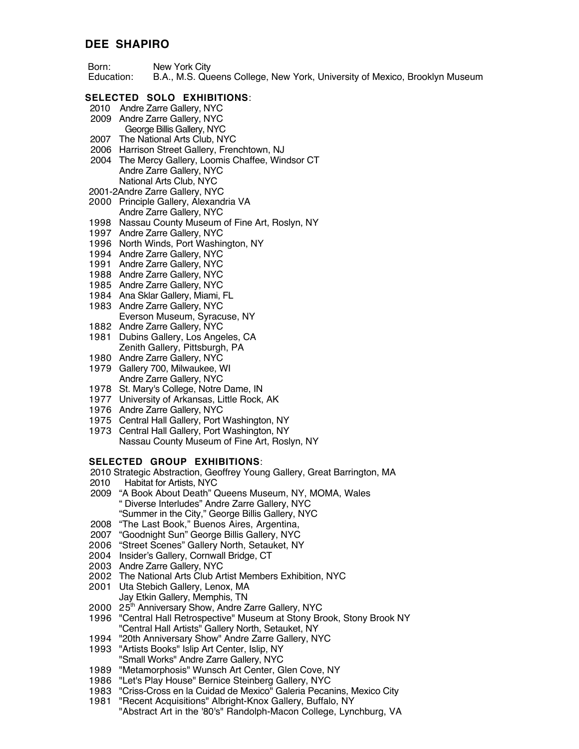# DEE SHAPIRO

Born: New York City
Education: B.A., M.S. Queens College, New York, University of Mexico, Brooklyn Museum

## SELECTED SOLO EXHIBITIONS:

2010 Andre Zarre Gallery, NYC
2009 Andre Zarre Gallery, NYC
George Billis Gallery, NYC
2007 The National Arts Club, NYC
2006 Harrison Street Gallery, Frenchtown, NJ
2004 The Mercy Gallery, Loomis Chaffee, Windsor CT
Andre Zarre Gallery, NYC
National Arts Club, NYC
2001-2Andre Zarre Gallery, NYC
2000 Principle Gallery, Alexandria VA
Andre Zarre Gallery, NYC
1998 Nassau County Museum of Fine Art, Roslyn, NY
1997 Andre Zarre Gallery, NYC
1996 North Winds, Port Washington, NY
1994 Andre Zarre Gallery, NYC
1991 Andre Zarre Gallery, NYC
1988 Andre Zarre Gallery, NYC
1985 Andre Zarre Gallery, NYC
1984 Ana Sklar Gallery, Miami, FL
1983 Andre Zarre Gallery, NYC
Everson Museum, Syracuse, NY
1882 Andre Zarre Gallery, NYC
1981 Dubins Gallery, Los Angeles, CA
Zenith Gallery, Pittsburgh, PA
1980 Andre Zarre Gallery, NYC
1979 Gallery 700, Milwaukee, WI
Andre Zarre Gallery, NYC
1978 St. Mary's College, Notre Dame, IN
1977 University of Arkansas, Little Rock, AK
1976 Andre Zarre Gallery, NYC
1975 Central Hall Gallery, Port Washington, NY
1973 Central Hall Gallery, Port Washington, NY
Nassau County Museum of Fine Art, Roslyn, NY

## SELECTED GROUP EXHIBITIONS:

2010 Strategic Abstraction, Geoffrey Young Gallery, Great Barrington, MA
2010 Habitat for Artists, NYC
2009 "A Book About Death" Queens Museum, NY, MOMA, Wales
" Diverse Interludes" Andre Zarre Gallery, NYC
"Summer in the City," George Billis Gallery, NYC
2008 "The Last Book," Buenos Aires, Argentina,
2007 "Goodnight Sun" George Billis Gallery, NYC
2006 "Street Scenes" Gallery North, Setauket, NY
2004 Insider's Gallery, Cornwall Bridge, CT
2003 Andre Zarre Gallery, NYC
2002 The National Arts Club Artist Members Exhibition, NYC
2001 Uta Stebich Gallery, Lenox, MA
Jay Etkin Gallery, Memphis, TN
2000 25th Anniversary Show, Andre Zarre Gallery, NYC
1996 "Central Hall Retrospective" Museum at Stony Brook, Stony Brook NY
"Central Hall Artists" Gallery North, Setauket, NY
1994 "20th Anniversary Show" Andre Zarre Gallery, NYC
1993 "Artists Books" Islip Art Center, Islip, NY
"Small Works" Andre Zarre Gallery, NYC
1989 "Metamorphosis" Wunsch Art Center, Glen Cove, NY
1986 "Let's Play House" Bernice Steinberg Gallery, NYC
1983 "Criss-Cross en la Cuidad de Mexico" Galeria Pecanins, Mexico City
1981 "Recent Acquisitions" Albright-Knox Gallery, Buffalo, NY
"Abstract Art in the '80's" Randolph-Macon College, Lynchburg, VA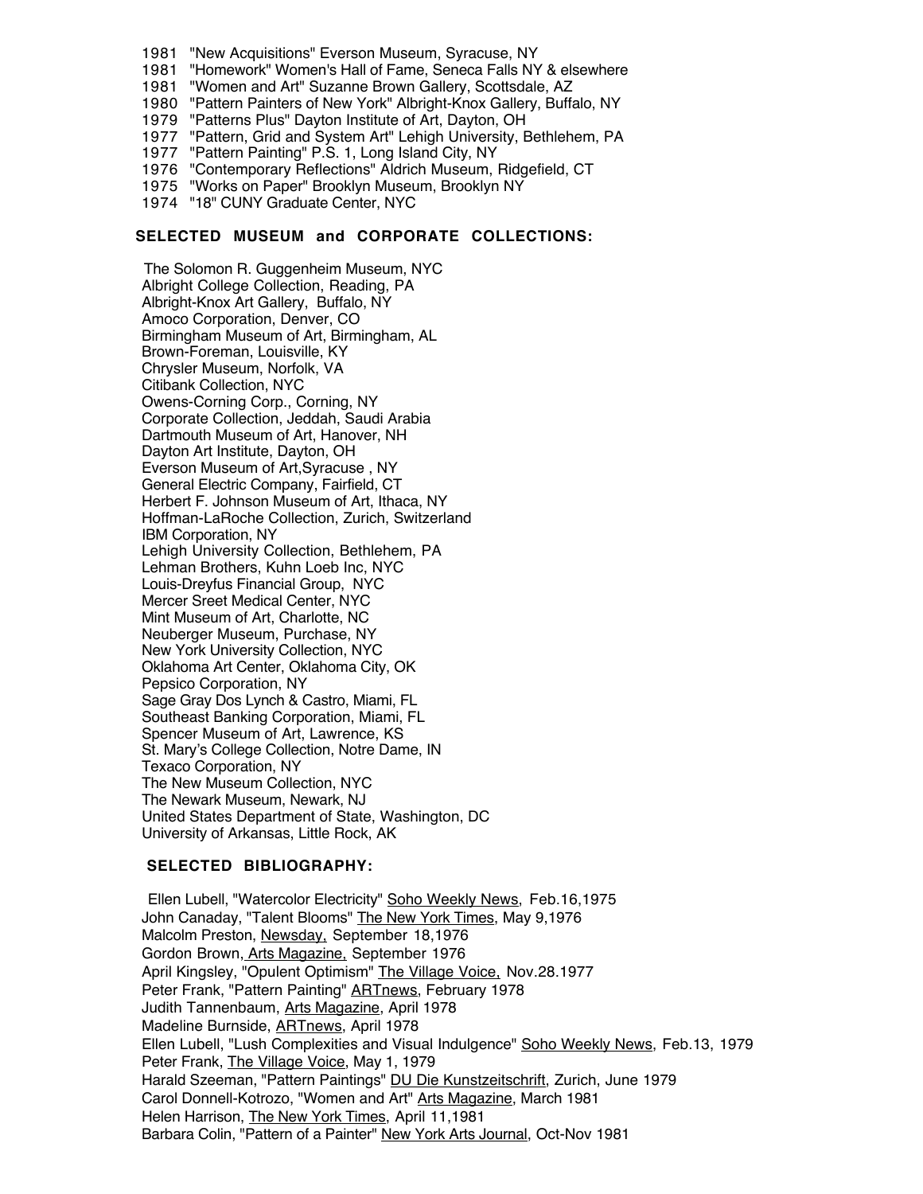1981 "New Acquisitions" Everson Museum, Syracuse, NY
1981 "Homework" Women's Hall of Fame, Seneca Falls NY & elsewhere
1981 "Women and Art" Suzanne Brown Gallery, Scottsdale, AZ
1980 "Pattern Painters of New York" Albright-Knox Gallery, Buffalo, NY
1979 "Patterns Plus" Dayton Institute of Art, Dayton, OH
1977 "Pattern, Grid and System Art" Lehigh University, Bethlehem, PA
1977 "Pattern Painting" P.S. 1, Long Island City, NY
1976 "Contemporary Reflections" Aldrich Museum, Ridgefield, CT
1975 "Works on Paper" Brooklyn Museum, Brooklyn NY
1974 "18" CUNY Graduate Center, NYC

## SELECTED MUSEUM and CORPORATE COLLECTIONS:

The Solomon R. Guggenheim Museum, NYC
Albright College Collection, Reading, PA
Albright-Knox Art Gallery, Buffalo, NY
Amoco Corporation, Denver, CO
Birmingham Museum of Art, Birmingham, AL
Brown-Foreman, Louisville, KY
Chrysler Museum, Norfolk, VA
Citibank Collection, NYC
Owens-Corning Corp., Corning, NY
Corporate Collection, Jeddah, Saudi Arabia
Dartmouth Museum of Art, Hanover, NH
Dayton Art Institute, Dayton, OH
Everson Museum of Art,Syracuse , NY
General Electric Company, Fairfield, CT
Herbert F. Johnson Museum of Art, Ithaca, NY
Hoffman-LaRoche Collection, Zurich, Switzerland
IBM Corporation, NY
Lehigh University Collection, Bethlehem, PA
Lehman Brothers, Kuhn Loeb Inc, NYC
Louis-Dreyfus Financial Group, NYC
Mercer Sreet Medical Center, NYC
Mint Museum of Art, Charlotte, NC
Neuberger Museum, Purchase, NY
New York University Collection, NYC
Oklahoma Art Center, Oklahoma City, OK
Pepsico Corporation, NY
Sage Gray Dos Lynch & Castro, Miami, FL
Southeast Banking Corporation, Miami, FL
Spencer Museum of Art, Lawrence, KS
St. Mary's College Collection, Notre Dame, IN
Texaco Corporation, NY
The New Museum Collection, NYC
The Newark Museum, Newark, NJ
United States Department of State, Washington, DC
University of Arkansas, Little Rock, AK

## SELECTED BIBLIOGRAPHY:

Ellen Lubell, "Watercolor Electricity" Soho Weekly News, Feb.16,1975
John Canaday, "Talent Blooms" The New York Times, May 9,1976
Malcolm Preston, Newsday, September 18,1976
Gordon Brown, Arts Magazine, September 1976
April Kingsley, "Opulent Optimism" The Village Voice, Nov.28.1977
Peter Frank, "Pattern Painting" ARTnews, February 1978
Judith Tannenbaum, Arts Magazine, April 1978
Madeline Burnside, ARTnews, April 1978
Ellen Lubell, "Lush Complexities and Visual Indulgence" Soho Weekly News, Feb.13, 1979
Peter Frank, The Village Voice, May 1, 1979
Harald Szeeman, "Pattern Paintings" DU Die Kunstzeitschrift, Zurich, June 1979
Carol Donnell-Kotrozo, "Women and Art" Arts Magazine, March 1981
Helen Harrison, The New York Times, April 11,1981
Barbara Colin, "Pattern of a Painter" New York Arts Journal, Oct-Nov 1981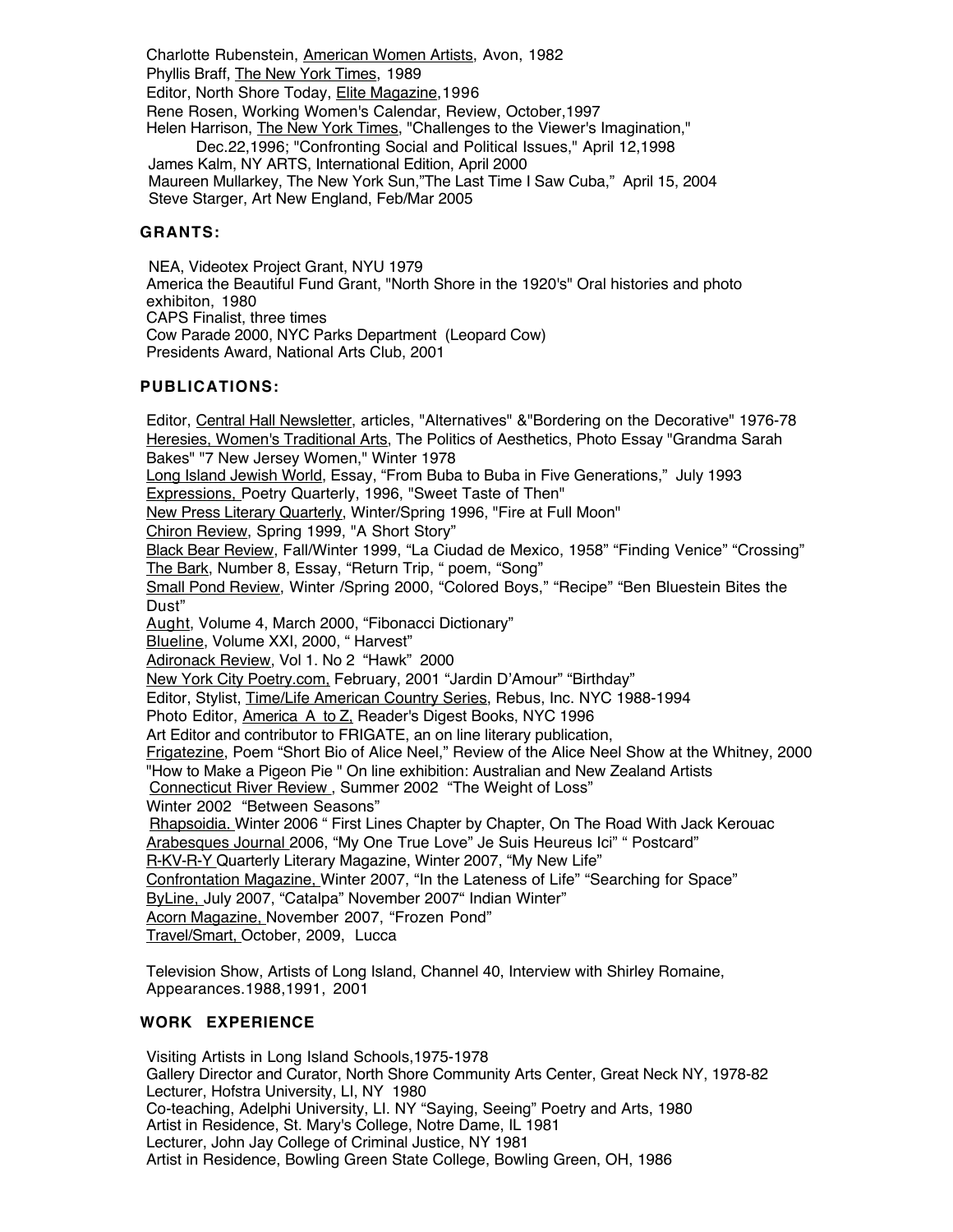Charlotte Rubenstein, American Women Artists, Avon, 1982
Phyllis Braff, The New York Times, 1989
Editor, North Shore Today, Elite Magazine,1996
Rene Rosen, Working Women's Calendar, Review, October,1997
Helen Harrison, The New York Times, "Challenges to the Viewer's Imagination," Dec.22,1996; "Confronting Social and Political Issues," April 12,1998
James Kalm, NY ARTS, International Edition, April 2000
Maureen Mullarkey, The New York Sun,"The Last Time I Saw Cuba," April 15, 2004
Steve Starger, Art New England, Feb/Mar 2005

## GRANTS:

NEA, Videotex Project Grant, NYU 1979
America the Beautiful Fund Grant, "North Shore in the 1920's" Oral histories and photo exhibiton, 1980
CAPS Finalist, three times
Cow Parade 2000, NYC Parks Department (Leopard Cow)
Presidents Award, National Arts Club, 2001

## PUBLICATIONS:

Editor, Central Hall Newsletter, articles, "Alternatives" &"Bordering on the Decorative" 1976-78
Heresies, Women's Traditional Arts, The Politics of Aesthetics, Photo Essay "Grandma Sarah Bakes" "7 New Jersey Women," Winter 1978
Long Island Jewish World, Essay, "From Buba to Buba in Five Generations," July 1993
Expressions, Poetry Quarterly, 1996, "Sweet Taste of Then"
New Press Literary Quarterly, Winter/Spring 1996, "Fire at Full Moon"
Chiron Review, Spring 1999, "A Short Story"
Black Bear Review, Fall/Winter 1999, "La Ciudad de Mexico, 1958" "Finding Venice" "Crossing"
The Bark, Number 8, Essay, "Return Trip, " poem, "Song"
Small Pond Review, Winter /Spring 2000, "Colored Boys," "Recipe" "Ben Bluestein Bites the Dust"
Aught, Volume 4, March 2000, "Fibonacci Dictionary"
Blueline, Volume XXI, 2000, " Harvest"
Adironack Review, Vol 1. No 2 "Hawk" 2000
New York City Poetry.com, February, 2001 "Jardin D'Amour" "Birthday"
Editor, Stylist, Time/Life American Country Series, Rebus, Inc. NYC 1988-1994
Photo Editor, America A to Z, Reader's Digest Books, NYC 1996
Art Editor and contributor to FRIGATE, an on line literary publication,
Frigatezine, Poem "Short Bio of Alice Neel," Review of the Alice Neel Show at the Whitney, 2000
"How to Make a Pigeon Pie " On line exhibition: Australian and New Zealand Artists
Connecticut River Review , Summer 2002 "The Weight of Loss"
Winter 2002 "Between Seasons"
Rhapsoidia. Winter 2006 " First Lines Chapter by Chapter, On The Road With Jack Kerouac
Arabesques Journal 2006, "My One True Love" Je Suis Heureus Ici" " Postcard"
R-KV-R-Y Quarterly Literary Magazine, Winter 2007, "My New Life"
Confrontation Magazine, Winter 2007, "In the Lateness of Life" "Searching for Space"
ByLine, July 2007, "Catalpa" November 2007" Indian Winter"
Acorn Magazine, November 2007, "Frozen Pond"
Travel/Smart, October, 2009, Lucca

Television Show, Artists of Long Island, Channel 40, Interview with Shirley Romaine, Appearances.1988,1991, 2001

## WORK EXPERIENCE

Visiting Artists in Long Island Schools,1975-1978
Gallery Director and Curator, North Shore Community Arts Center, Great Neck NY, 1978-82
Lecturer, Hofstra University, LI, NY 1980
Co-teaching, Adelphi University, LI. NY "Saying, Seeing" Poetry and Arts, 1980
Artist in Residence, St. Mary's College, Notre Dame, IL 1981
Lecturer, John Jay College of Criminal Justice, NY 1981
Artist in Residence, Bowling Green State College, Bowling Green, OH, 1986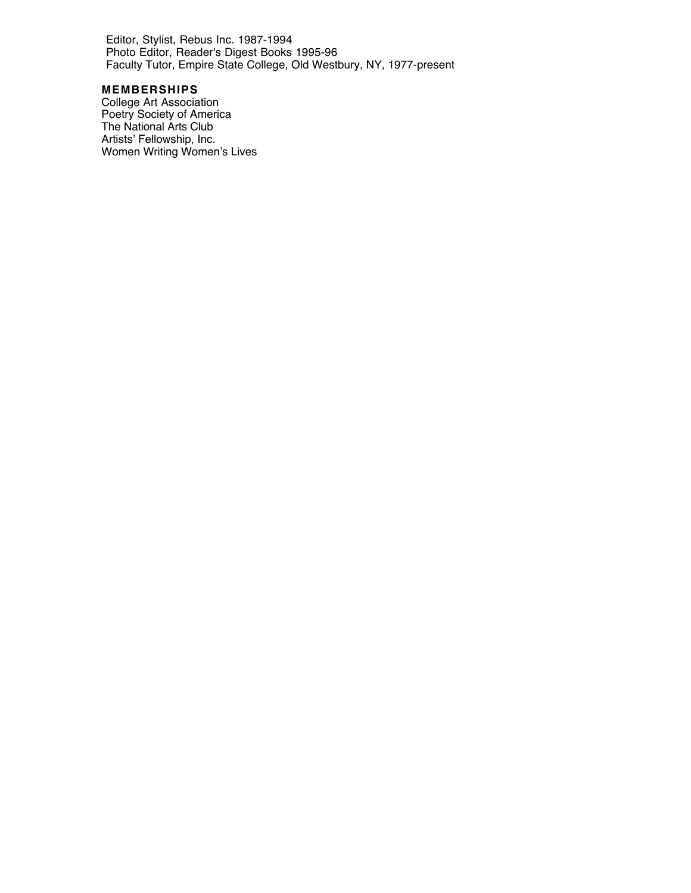Editor, Stylist, Rebus Inc. 1987-1994
Photo Editor, Reader's Digest Books 1995-96
Faculty Tutor, Empire State College, Old Westbury, NY, 1977-present

**MEMBERSHIPS**

College Art Association
Poetry Society of America
The National Arts Club
Artists' Fellowship, Inc.
Women Writing Women's Lives